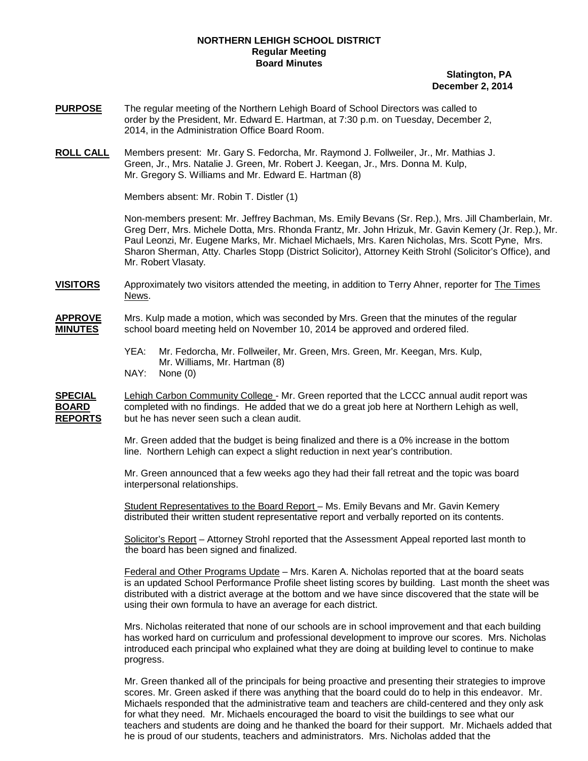**NORTHERN LEHIGH SCHOOL DISTRICT**
**Regular Meeting**
**Board Minutes**

**Slatington, PA**
**December 2, 2014**

**PURPOSE** The regular meeting of the Northern Lehigh Board of School Directors was called to order by the President, Mr. Edward E. Hartman, at 7:30 p.m. on Tuesday, December 2, 2014, in the Administration Office Board Room.

**ROLL CALL** Members present: Mr. Gary S. Fedorcha, Mr. Raymond J. Follweiler, Jr., Mr. Mathias J. Green, Jr., Mrs. Natalie J. Green, Mr. Robert J. Keegan, Jr., Mrs. Donna M. Kulp, Mr. Gregory S. Williams and Mr. Edward E. Hartman (8)

Members absent: Mr. Robin T. Distler (1)

Non-members present: Mr. Jeffrey Bachman, Ms. Emily Bevans (Sr. Rep.), Mrs. Jill Chamberlain, Mr. Greg Derr, Mrs. Michele Dotta, Mrs. Rhonda Frantz, Mr. John Hrizuk, Mr. Gavin Kemery (Jr. Rep.), Mr. Paul Leonzi, Mr. Eugene Marks, Mr. Michael Michaels, Mrs. Karen Nicholas, Mrs. Scott Pyne, Mrs. Sharon Sherman, Atty. Charles Stopp (District Solicitor), Attorney Keith Strohl (Solicitor's Office), and Mr. Robert Vlasaty.

**VISITORS** Approximately two visitors attended the meeting, in addition to Terry Ahner, reporter for The Times News.

**APPROVE MINUTES** Mrs. Kulp made a motion, which was seconded by Mrs. Green that the minutes of the regular school board meeting held on November 10, 2014 be approved and ordered filed.

YEA: Mr. Fedorcha, Mr. Follweiler, Mr. Green, Mrs. Green, Mr. Keegan, Mrs. Kulp, Mr. Williams, Mr. Hartman (8)
NAY: None (0)

**SPECIAL BOARD REPORTS** Lehigh Carbon Community College - Mr. Green reported that the LCCC annual audit report was completed with no findings. He added that we do a great job here at Northern Lehigh as well, but he has never seen such a clean audit.

Mr. Green added that the budget is being finalized and there is a 0% increase in the bottom line. Northern Lehigh can expect a slight reduction in next year's contribution.

Mr. Green announced that a few weeks ago they had their fall retreat and the topic was board interpersonal relationships.

Student Representatives to the Board Report – Ms. Emily Bevans and Mr. Gavin Kemery distributed their written student representative report and verbally reported on its contents.

Solicitor's Report – Attorney Strohl reported that the Assessment Appeal reported last month to the board has been signed and finalized.

Federal and Other Programs Update – Mrs. Karen A. Nicholas reported that at the board seats is an updated School Performance Profile sheet listing scores by building. Last month the sheet was distributed with a district average at the bottom and we have since discovered that the state will be using their own formula to have an average for each district.

Mrs. Nicholas reiterated that none of our schools are in school improvement and that each building has worked hard on curriculum and professional development to improve our scores. Mrs. Nicholas introduced each principal who explained what they are doing at building level to continue to make progress.

Mr. Green thanked all of the principals for being proactive and presenting their strategies to improve scores. Mr. Green asked if there was anything that the board could do to help in this endeavor. Mr. Michaels responded that the administrative team and teachers are child-centered and they only ask for what they need. Mr. Michaels encouraged the board to visit the buildings to see what our teachers and students are doing and he thanked the board for their support. Mr. Michaels added that he is proud of our students, teachers and administrators. Mrs. Nicholas added that the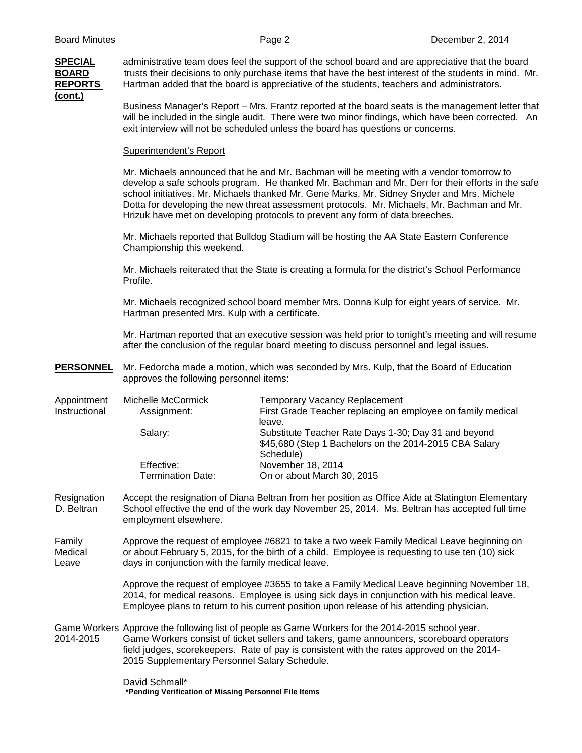**SPECIAL BOARD REPORTS (cont.)**

administrative team does feel the support of the school board and are appreciative that the board trusts their decisions to only purchase items that have the best interest of the students in mind. Mr. Hartman added that the board is appreciative of the students, teachers and administrators.

Business Manager's Report – Mrs. Frantz reported at the board seats is the management letter that will be included in the single audit. There were two minor findings, which have been corrected. An exit interview will not be scheduled unless the board has questions or concerns.

Superintendent's Report

Mr. Michaels announced that he and Mr. Bachman will be meeting with a vendor tomorrow to develop a safe schools program. He thanked Mr. Bachman and Mr. Derr for their efforts in the safe school initiatives. Mr. Michaels thanked Mr. Gene Marks, Mr. Sidney Snyder and Mrs. Michele Dotta for developing the new threat assessment protocols. Mr. Michaels, Mr. Bachman and Mr. Hrizuk have met on developing protocols to prevent any form of data breeches.

Mr. Michaels reported that Bulldog Stadium will be hosting the AA State Eastern Conference Championship this weekend.

Mr. Michaels reiterated that the State is creating a formula for the district's School Performance Profile.

Mr. Michaels recognized school board member Mrs. Donna Kulp for eight years of service. Mr. Hartman presented Mrs. Kulp with a certificate.

Mr. Hartman reported that an executive session was held prior to tonight's meeting and will resume after the conclusion of the regular board meeting to discuss personnel and legal issues.

**PERSONNEL**

Mr. Fedorcha made a motion, which was seconded by Mrs. Kulp, that the Board of Education approves the following personnel items:

Appointment Instructional

| Michelle McCormick | Temporary Vacancy Replacement |
|---|---|
| Assignment: | First Grade Teacher replacing an employee on family medical leave. |
| Salary: | Substitute Teacher Rate Days 1-30; Day 31 and beyond $45,680 (Step 1 Bachelors on the 2014-2015 CBA Salary Schedule) |
| Effective: | November 18, 2014 |
| Termination Date: | On or about March 30, 2015 |

Resignation D. Beltran

Accept the resignation of Diana Beltran from her position as Office Aide at Slatington Elementary School effective the end of the work day November 25, 2014. Ms. Beltran has accepted full time employment elsewhere.

Family Medical Leave

Approve the request of employee #6821 to take a two week Family Medical Leave beginning on or about February 5, 2015, for the birth of a child. Employee is requesting to use ten (10) sick days in conjunction with the family medical leave.

Approve the request of employee #3655 to take a Family Medical Leave beginning November 18, 2014, for medical reasons. Employee is using sick days in conjunction with his medical leave. Employee plans to return to his current position upon release of his attending physician.

Game Workers 2014-2015

Approve the following list of people as Game Workers for the 2014-2015 school year. Game Workers consist of ticket sellers and takers, game announcers, scoreboard operators field judges, scorekeepers. Rate of pay is consistent with the rates approved on the 2014-2015 Supplementary Personnel Salary Schedule.

David Schmall*

**\*Pending Verification of Missing Personnel File Items**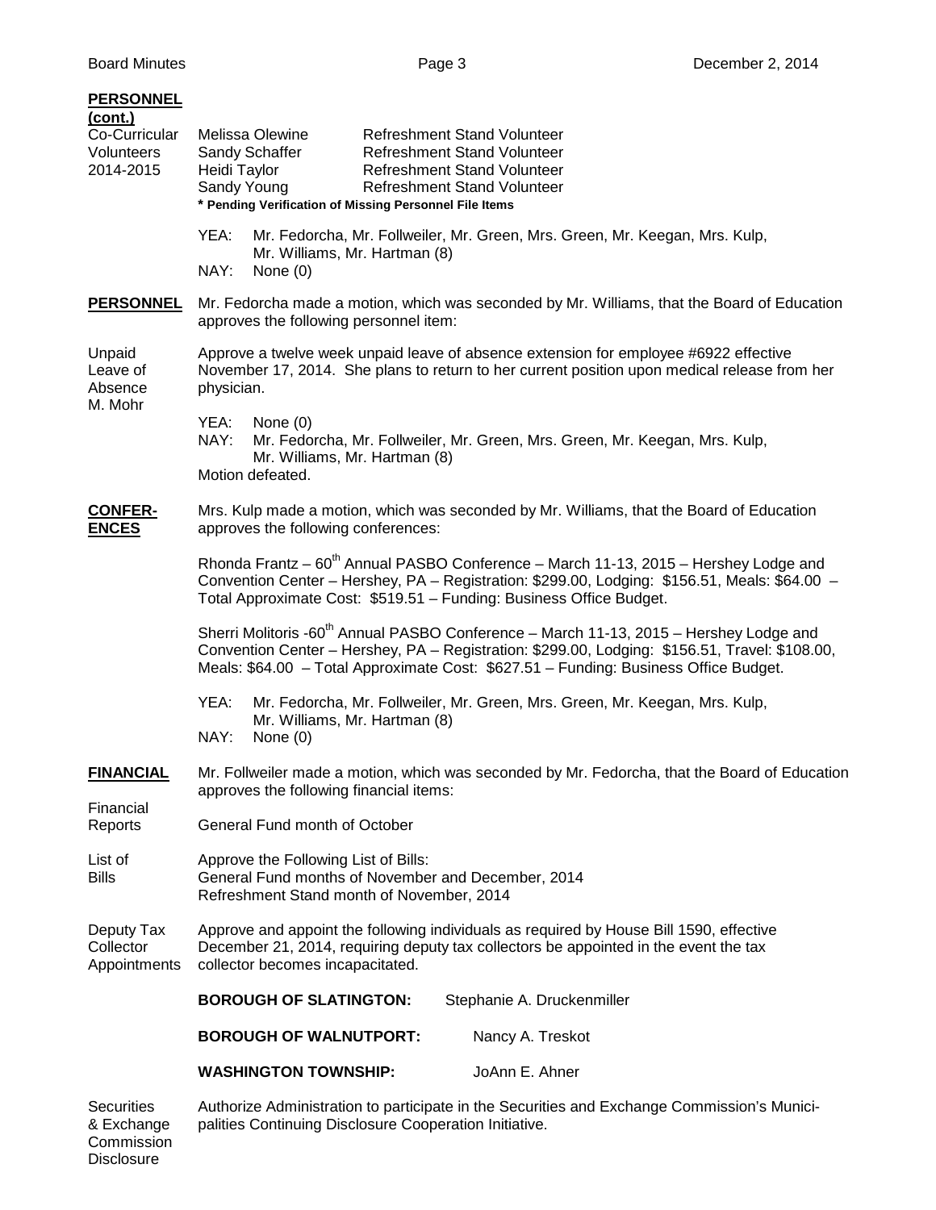**PERSONNEL (cont.)**

Co-Curricular Volunteers 2014-2015

| | |
|---|---|
| Melissa Olewine | Refreshment Stand Volunteer |
| Sandy Schaffer | Refreshment Stand Volunteer |
| Heidi Taylor | Refreshment Stand Volunteer |
| Sandy Young | Refreshment Stand Volunteer |

**\* Pending Verification of Missing Personnel File Items**

YEA: Mr. Fedorcha, Mr. Follweiler, Mr. Green, Mrs. Green, Mr. Keegan, Mrs. Kulp, Mr. Williams, Mr. Hartman (8)
NAY: None (0)

**PERSONNEL**

Mr. Fedorcha made a motion, which was seconded by Mr. Williams, that the Board of Education approves the following personnel item:

Unpaid Leave of Absence M. Mohr

Approve a twelve week unpaid leave of absence extension for employee #6922 effective November 17, 2014. She plans to return to her current position upon medical release from her physician.

YEA: None (0)
NAY: Mr. Fedorcha, Mr. Follweiler, Mr. Green, Mrs. Green, Mr. Keegan, Mrs. Kulp, Mr. Williams, Mr. Hartman (8)
Motion defeated.

**CONFERENCES**

Mrs. Kulp made a motion, which was seconded by Mr. Williams, that the Board of Education approves the following conferences:

Rhonda Frantz – 60th Annual PASBO Conference – March 11-13, 2015 – Hershey Lodge and Convention Center – Hershey, PA – Registration: $299.00, Lodging: $156.51, Meals: $64.00 – Total Approximate Cost: $519.51 – Funding: Business Office Budget.

Sherri Molitoris -60th Annual PASBO Conference – March 11-13, 2015 – Hershey Lodge and Convention Center – Hershey, PA – Registration: $299.00, Lodging: $156.51, Travel: $108.00, Meals: $64.00 – Total Approximate Cost: $627.51 – Funding: Business Office Budget.

YEA: Mr. Fedorcha, Mr. Follweiler, Mr. Green, Mrs. Green, Mr. Keegan, Mrs. Kulp, Mr. Williams, Mr. Hartman (8)
NAY: None (0)

**FINANCIAL**

Mr. Follweiler made a motion, which was seconded by Mr. Fedorcha, that the Board of Education approves the following financial items:

Financial Reports

General Fund month of October

List of Bills

Approve the Following List of Bills:
General Fund months of November and December, 2014
Refreshment Stand month of November, 2014

Deputy Tax Collector Appointments

Approve and appoint the following individuals as required by House Bill 1590, effective December 21, 2014, requiring deputy tax collectors be appointed in the event the tax collector becomes incapacitated.

| | |
|---|---|
| **BOROUGH OF SLATINGTON:** | Stephanie A. Druckenmiller |
| **BOROUGH OF WALNUTPORT:** | Nancy A. Treskot |
| **WASHINGTON TOWNSHIP:** | JoAnn E. Ahner |

Securities & Exchange Commission Disclosure

Authorize Administration to participate in the Securities and Exchange Commission's Municipalities Continuing Disclosure Cooperation Initiative.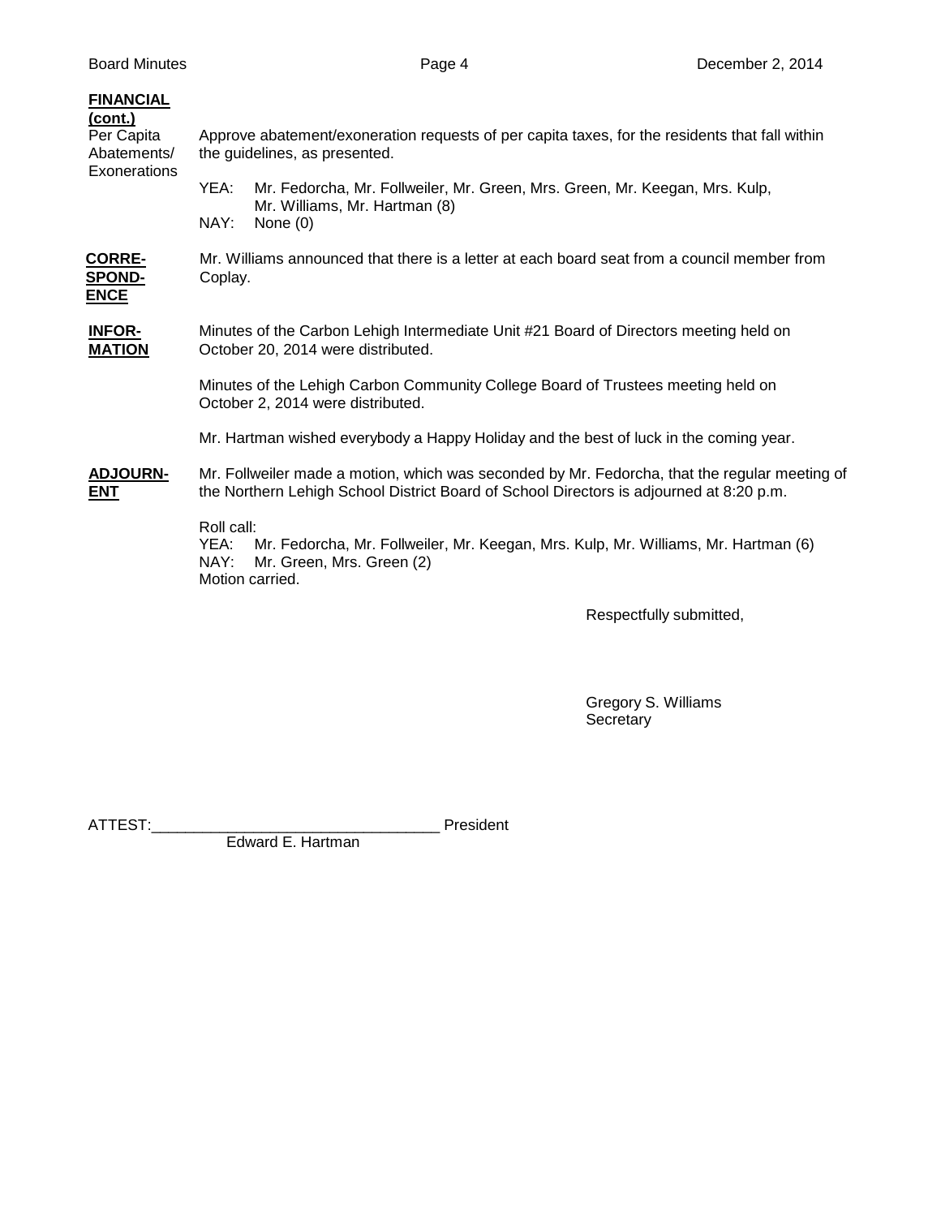**FINANCIAL (cont.)**

Per Capita Abatements/ Exonerations

Approve abatement/exoneration requests of per capita taxes, for the residents that fall within the guidelines, as presented.

YEA: Mr. Fedorcha, Mr. Follweiler, Mr. Green, Mrs. Green, Mr. Keegan, Mrs. Kulp, Mr. Williams, Mr. Hartman (8)
NAY: None (0)

**CORRESPONDENCE**

Mr. Williams announced that there is a letter at each board seat from a council member from Coplay.

**INFORMATION**

Minutes of the Carbon Lehigh Intermediate Unit #21 Board of Directors meeting held on October 20, 2014 were distributed.

Minutes of the Lehigh Carbon Community College Board of Trustees meeting held on October 2, 2014 were distributed.

Mr. Hartman wished everybody a Happy Holiday and the best of luck in the coming year.

**ADJOURNMENT**

Mr. Follweiler made a motion, which was seconded by Mr. Fedorcha, that the regular meeting of the Northern Lehigh School District Board of School Directors is adjourned at 8:20 p.m.

Roll call:
YEA: Mr. Fedorcha, Mr. Follweiler, Mr. Keegan, Mrs. Kulp, Mr. Williams, Mr. Hartman (6)
NAY: Mr. Green, Mrs. Green (2)
Motion carried.

Respectfully submitted,

Gregory S. Williams
Secretary

ATTEST:_________________________________ President
Edward E. Hartman